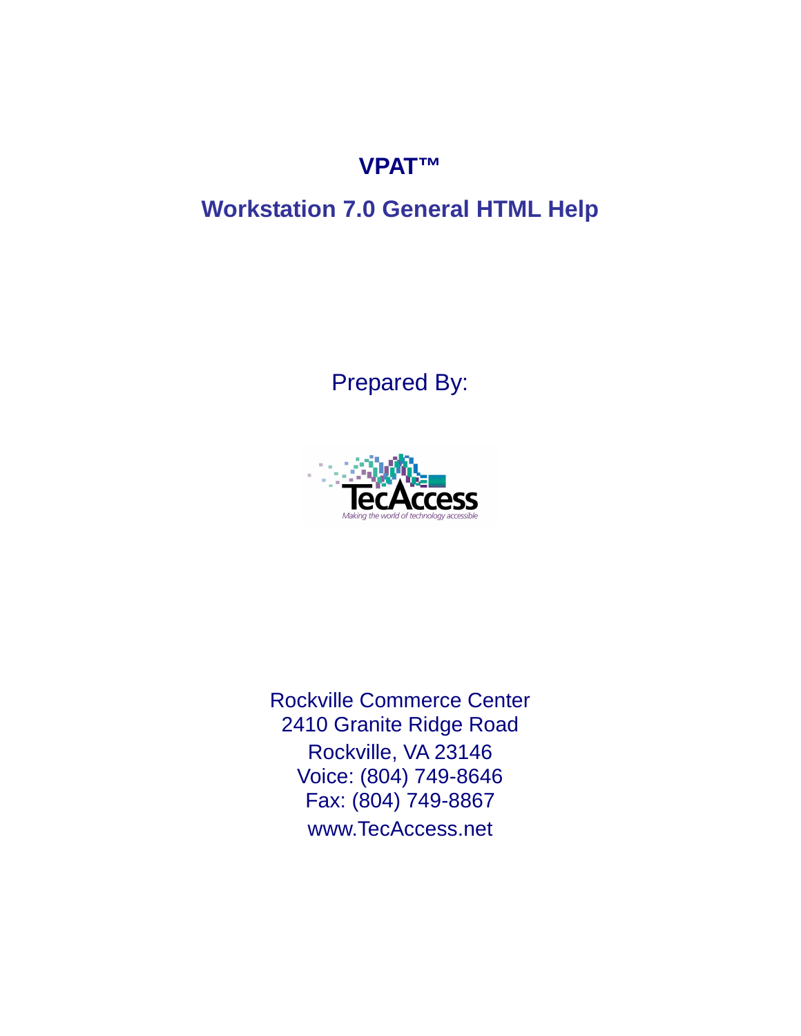# VPAT™

## Workstation 7.0 General HTML Help

Prepared By:

TecAccess

*Making the world of technology accessible*

Rockville Commerce Center
2410 Granite Ridge Road
Rockville, VA 23146
Voice: (804) 749-8646
Fax: (804) 749-8867
www.TecAccess.net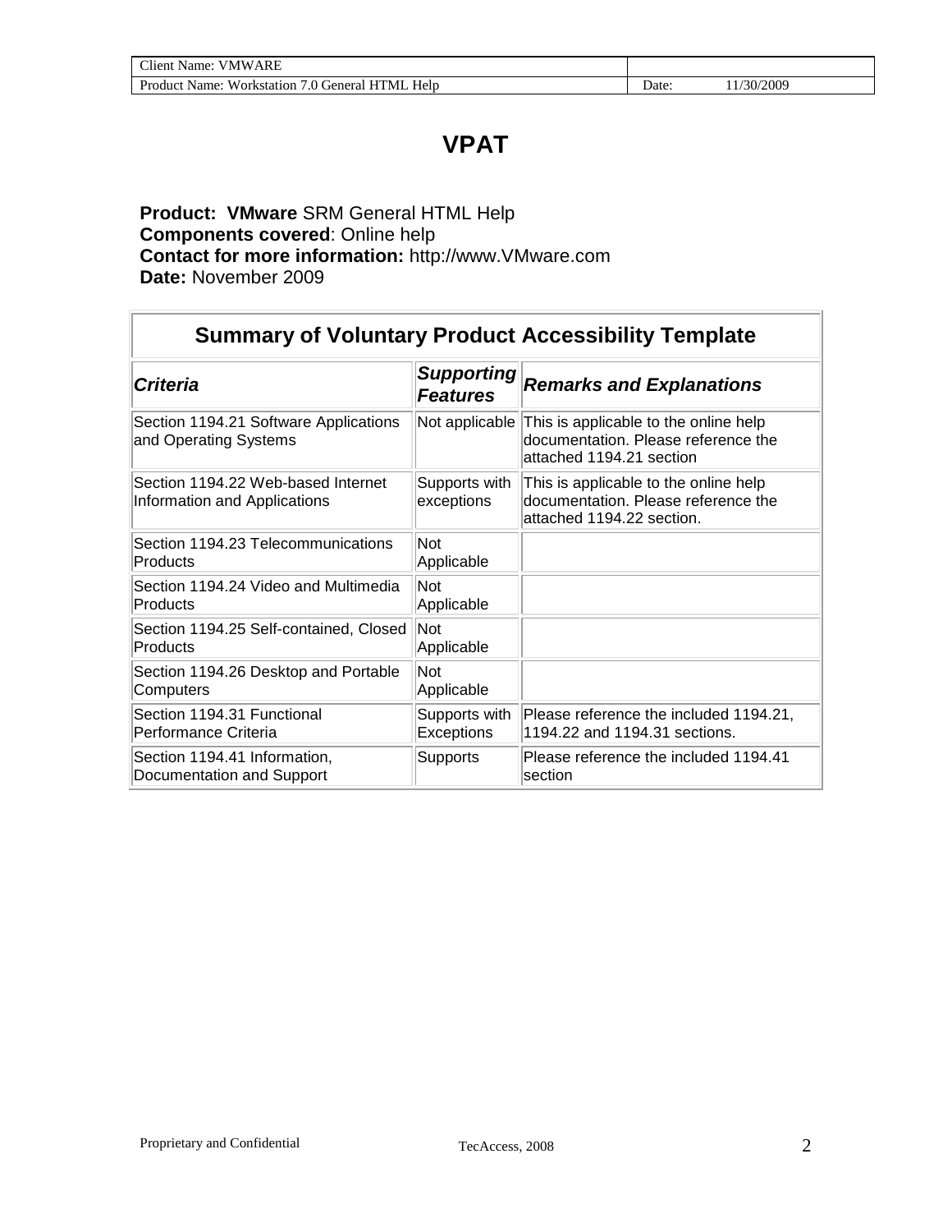# VPAT

**Product: VMware** SRM General HTML Help
**Components covered**: Online help
**Contact for more information:** http://www.VMware.com
**Date:** November 2009

| Summary of Voluntary Product Accessibility Template | | |
|---|---|---|
| ***Criteria*** | ***Supporting Features*** | ***Remarks and Explanations*** |
| Section 1194.21 Software Applications and Operating Systems | Not applicable | This is applicable to the online help documentation. Please reference the attached 1194.21 section |
| Section 1194.22 Web-based Internet Information and Applications | Supports with exceptions | This is applicable to the online help documentation. Please reference the attached 1194.22 section. |
| Section 1194.23 Telecommunications Products | Not Applicable | |
| Section 1194.24 Video and Multimedia Products | Not Applicable | |
| Section 1194.25 Self-contained, Closed Products | Not Applicable | |
| Section 1194.26 Desktop and Portable Computers | Not Applicable | |
| Section 1194.31 Functional Performance Criteria | Supports with Exceptions | Please reference the included 1194.21, 1194.22 and 1194.31 sections. |
| Section 1194.41 Information, Documentation and Support | Supports | Please reference the included 1194.41 section |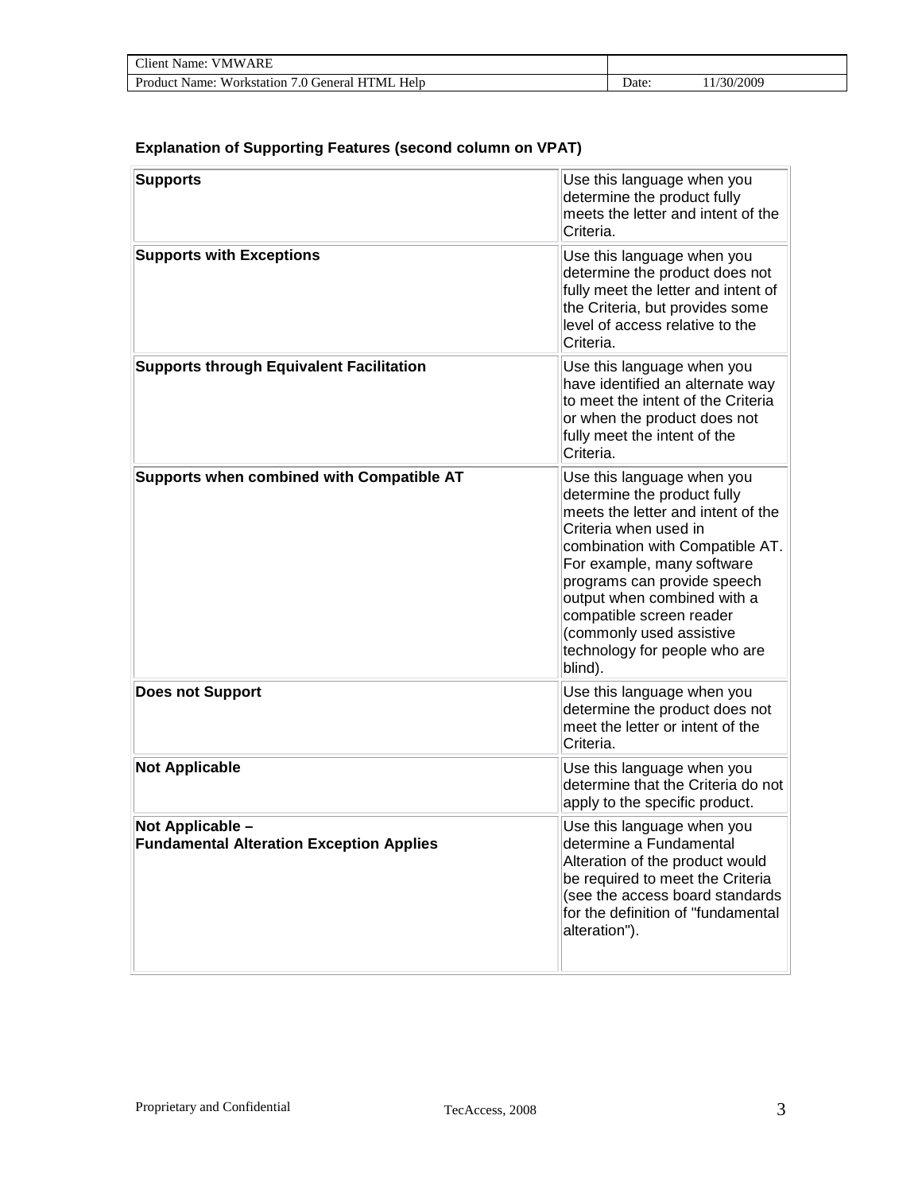**Explanation of Supporting Features (second column on VPAT)**

| | |
|---|---|
| **Supports** | Use this language when you determine the product fully meets the letter and intent of the Criteria. |
| **Supports with Exceptions** | Use this language when you determine the product does not fully meet the letter and intent of the Criteria, but provides some level of access relative to the Criteria. |
| **Supports through Equivalent Facilitation** | Use this language when you have identified an alternate way to meet the intent of the Criteria or when the product does not fully meet the intent of the Criteria. |
| **Supports when combined with Compatible AT** | Use this language when you determine the product fully meets the letter and intent of the Criteria when used in combination with Compatible AT. For example, many software programs can provide speech output when combined with a compatible screen reader (commonly used assistive technology for people who are blind). |
| **Does not Support** | Use this language when you determine the product does not meet the letter or intent of the Criteria. |
| **Not Applicable** | Use this language when you determine that the Criteria do not apply to the specific product. |
| **Not Applicable – Fundamental Alteration Exception Applies** | Use this language when you determine a Fundamental Alteration of the product would be required to meet the Criteria (see the access board standards for the definition of "fundamental alteration"). |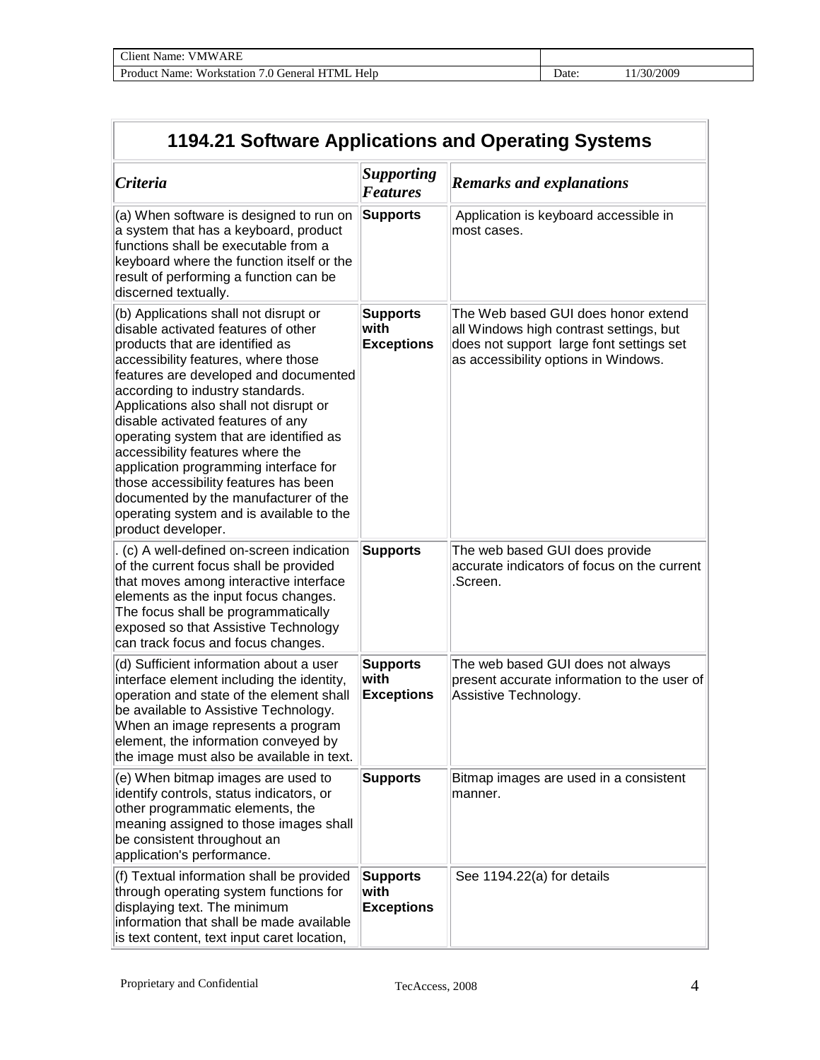| 1194.21 Software Applications and Operating Systems | | |
|---|---|---|
| *Criteria* | *Supporting Features* | *Remarks and explanations* |
| (a) When software is designed to run on a system that has a keyboard, product functions shall be executable from a keyboard where the function itself or the result of performing a function can be discerned textually. | **Supports** | Application is keyboard accessible in most cases. |
| (b) Applications shall not disrupt or disable activated features of other products that are identified as accessibility features, where those features are developed and documented according to industry standards. Applications also shall not disrupt or disable activated features of any operating system that are identified as accessibility features where the application programming interface for those accessibility features has been documented by the manufacturer of the operating system and is available to the product developer. | **Supports with Exceptions** | The Web based GUI does honor extend all Windows high contrast settings, but does not support large font settings set as accessibility options in Windows. |
| . (c) A well-defined on-screen indication of the current focus shall be provided that moves among interactive interface elements as the input focus changes. The focus shall be programmatically exposed so that Assistive Technology can track focus and focus changes. | **Supports** | The web based GUI does provide accurate indicators of focus on the current .Screen. |
| (d) Sufficient information about a user interface element including the identity, operation and state of the element shall be available to Assistive Technology. When an image represents a program element, the information conveyed by the image must also be available in text. | **Supports with Exceptions** | The web based GUI does not always present accurate information to the user of Assistive Technology. |
| (e) When bitmap images are used to identify controls, status indicators, or other programmatic elements, the meaning assigned to those images shall be consistent throughout an application's performance. | **Supports** | Bitmap images are used in a consistent manner. |
| (f) Textual information shall be provided through operating system functions for displaying text. The minimum information that shall be made available is text content, text input caret location, | **Supports with Exceptions** | See 1194.22(a) for details |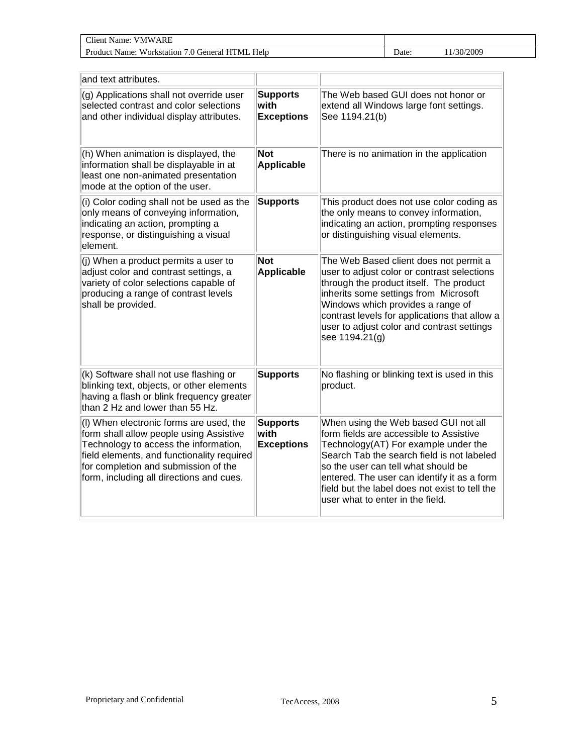| | | |
|---|---|---|
| and text attributes. | | |
| (g) Applications shall not override user selected contrast and color selections and other individual display attributes. | **Supports with Exceptions** | The Web based GUI does not honor or extend all Windows large font settings. See 1194.21(b) |
| (h) When animation is displayed, the information shall be displayable in at least one non-animated presentation mode at the option of the user. | **Not Applicable** | There is no animation in the application |
| (i) Color coding shall not be used as the only means of conveying information, indicating an action, prompting a response, or distinguishing a visual element. | **Supports** | This product does not use color coding as the only means to convey information, indicating an action, prompting responses or distinguishing visual elements. |
| (j) When a product permits a user to adjust color and contrast settings, a variety of color selections capable of producing a range of contrast levels shall be provided. | **Not Applicable** | The Web Based client does not permit a user to adjust color or contrast selections through the product itself. The product inherits some settings from Microsoft Windows which provides a range of contrast levels for applications that allow a user to adjust color and contrast settings see 1194.21(g) |
| (k) Software shall not use flashing or blinking text, objects, or other elements having a flash or blink frequency greater than 2 Hz and lower than 55 Hz. | **Supports** | No flashing or blinking text is used in this product. |
| (l) When electronic forms are used, the form shall allow people using Assistive Technology to access the information, field elements, and functionality required for completion and submission of the form, including all directions and cues. | **Supports with Exceptions** | When using the Web based GUI not all form fields are accessible to Assistive Technology(AT) For example under the Search Tab the search field is not labeled so the user can tell what should be entered. The user can identify it as a form field but the label does not exist to tell the user what to enter in the field. |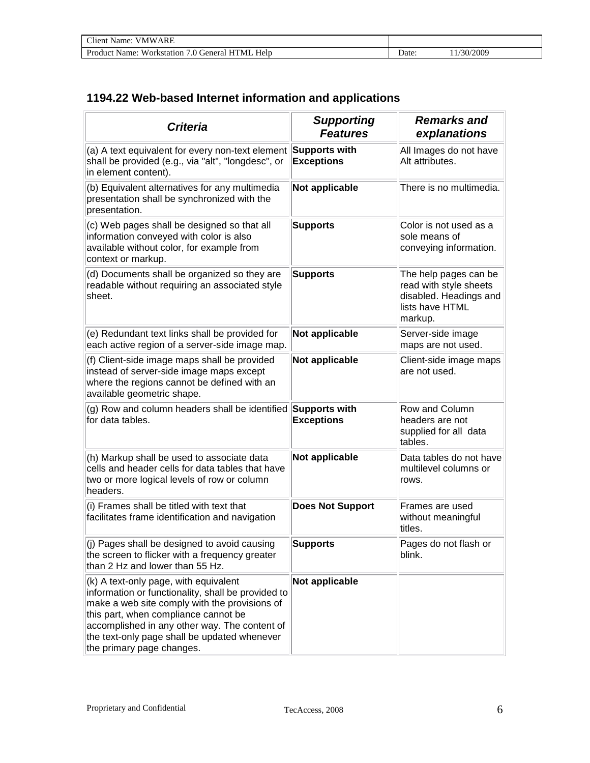## 1194.22 Web-based Internet information and applications

| ***Criteria*** | ***Supporting Features*** | ***Remarks and explanations*** |
|---|---|---|
| (a) A text equivalent for every non-text element shall be provided (e.g., via "alt", "longdesc", or in element content). | **Supports with Exceptions** | All Images do not have Alt attributes. |
| (b) Equivalent alternatives for any multimedia presentation shall be synchronized with the presentation. | **Not applicable** | There is no multimedia. |
| (c) Web pages shall be designed so that all information conveyed with color is also available without color, for example from context or markup. | **Supports** | Color is not used as a sole means of conveying information. |
| (d) Documents shall be organized so they are readable without requiring an associated style sheet. | **Supports** | The help pages can be read with style sheets disabled. Headings and lists have HTML markup. |
| (e) Redundant text links shall be provided for each active region of a server-side image map. | **Not applicable** | Server-side image maps are not used. |
| (f) Client-side image maps shall be provided instead of server-side image maps except where the regions cannot be defined with an available geometric shape. | **Not applicable** | Client-side image maps are not used. |
| (g) Row and column headers shall be identified for data tables. | **Supports with Exceptions** | Row and Column headers are not supplied for all data tables. |
| (h) Markup shall be used to associate data cells and header cells for data tables that have two or more logical levels of row or column headers. | **Not applicable** | Data tables do not have multilevel columns or rows. |
| (i) Frames shall be titled with text that facilitates frame identification and navigation | **Does Not Support** | Frames are used without meaningful titles. |
| (j) Pages shall be designed to avoid causing the screen to flicker with a frequency greater than 2 Hz and lower than 55 Hz. | **Supports** | Pages do not flash or blink. |
| (k) A text-only page, with equivalent information or functionality, shall be provided to make a web site comply with the provisions of this part, when compliance cannot be accomplished in any other way. The content of the text-only page shall be updated whenever the primary page changes. | **Not applicable** | |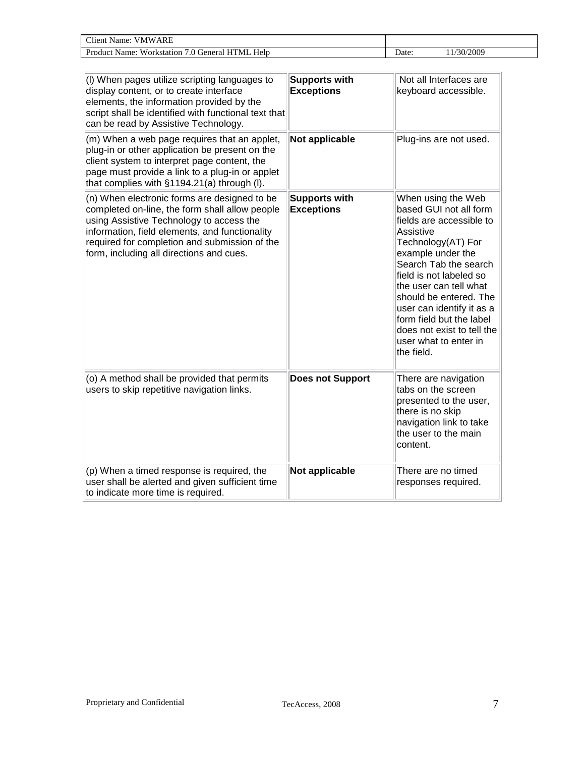| (l) When pages utilize scripting languages to display content, or to create interface elements, the information provided by the script shall be identified with functional text that can be read by Assistive Technology. | **Supports with Exceptions** | Not all Interfaces are keyboard accessible. |
|---|---|---|
| (m) When a web page requires that an applet, plug-in or other application be present on the client system to interpret page content, the page must provide a link to a plug-in or applet that complies with §1194.21(a) through (l). | **Not applicable** | Plug-ins are not used. |
| (n) When electronic forms are designed to be completed on-line, the form shall allow people using Assistive Technology to access the information, field elements, and functionality required for completion and submission of the form, including all directions and cues. | **Supports with Exceptions** | When using the Web based GUI not all form fields are accessible to Assistive Technology(AT) For example under the Search Tab the search field is not labeled so the user can tell what should be entered. The user can identify it as a form field but the label does not exist to tell the user what to enter in the field. |
| (o) A method shall be provided that permits users to skip repetitive navigation links. | **Does not Support** | There are navigation tabs on the screen presented to the user, there is no skip navigation link to take the user to the main content. |
| (p) When a timed response is required, the user shall be alerted and given sufficient time to indicate more time is required. | **Not applicable** | There are no timed responses required. |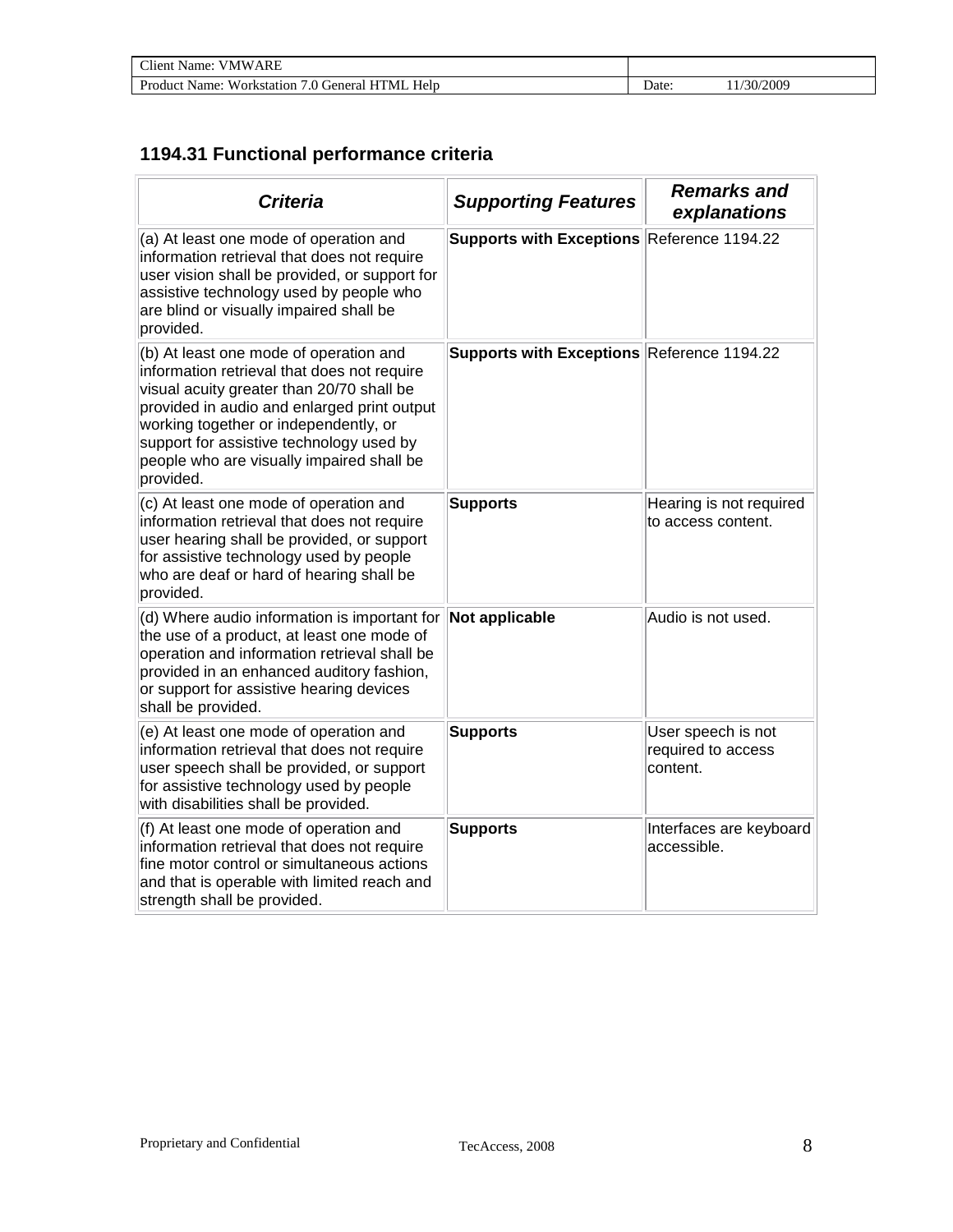## 1194.31 Functional performance criteria

| *Criteria* | *Supporting Features* | *Remarks and explanations* |
|---|---|---|
| (a) At least one mode of operation and information retrieval that does not require user vision shall be provided, or support for assistive technology used by people who are blind or visually impaired shall be provided. | **Supports with Exceptions** | Reference 1194.22 |
| (b) At least one mode of operation and information retrieval that does not require visual acuity greater than 20/70 shall be provided in audio and enlarged print output working together or independently, or support for assistive technology used by people who are visually impaired shall be provided. | **Supports with Exceptions** | Reference 1194.22 |
| (c) At least one mode of operation and information retrieval that does not require user hearing shall be provided, or support for assistive technology used by people who are deaf or hard of hearing shall be provided. | **Supports** | Hearing is not required to access content. |
| (d) Where audio information is important for the use of a product, at least one mode of operation and information retrieval shall be provided in an enhanced auditory fashion, or support for assistive hearing devices shall be provided. | **Not applicable** | Audio is not used. |
| (e) At least one mode of operation and information retrieval that does not require user speech shall be provided, or support for assistive technology used by people with disabilities shall be provided. | **Supports** | User speech is not required to access content. |
| (f) At least one mode of operation and information retrieval that does not require fine motor control or simultaneous actions and that is operable with limited reach and strength shall be provided. | **Supports** | Interfaces are keyboard accessible. |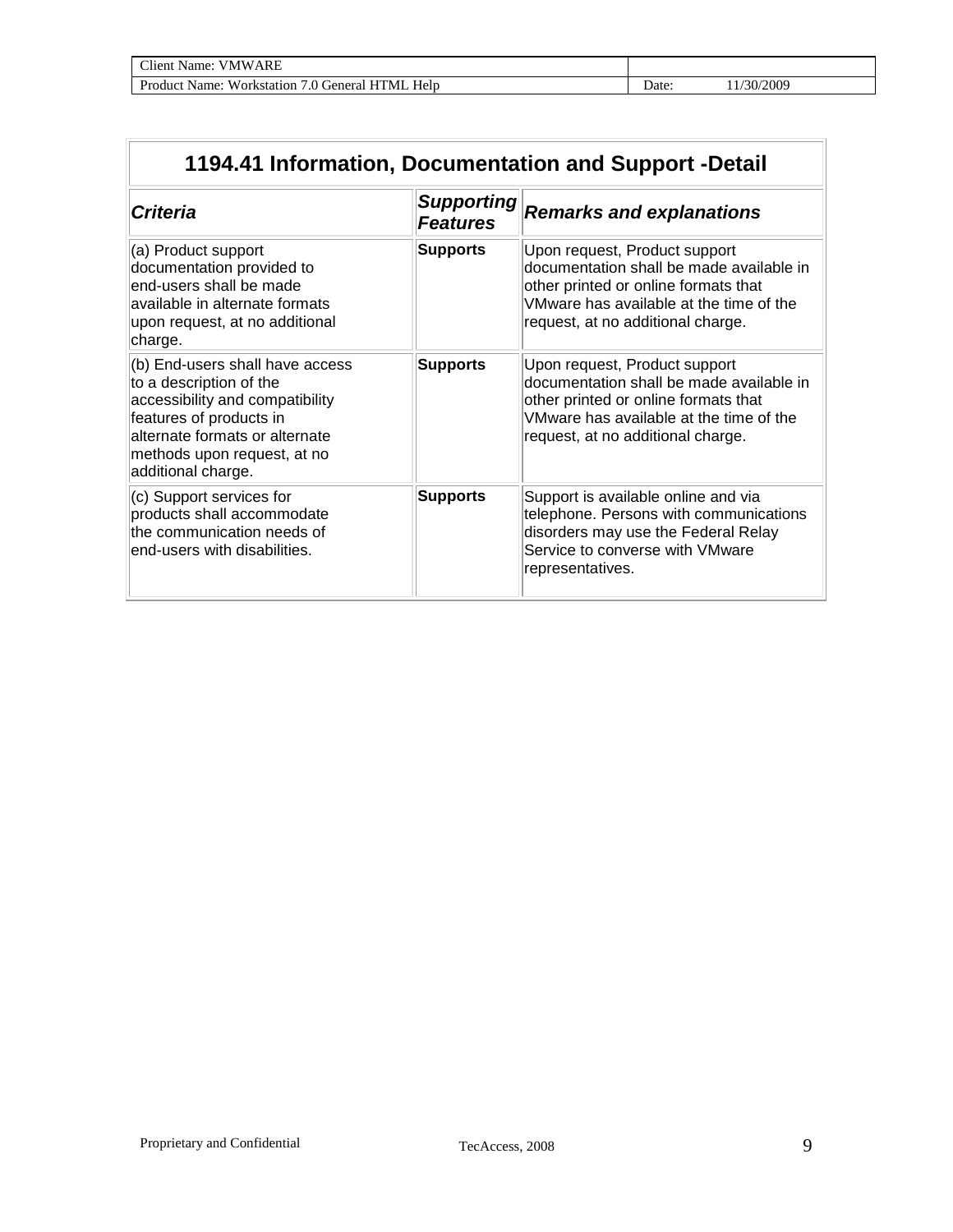## 1194.41 Information, Documentation and Support -Detail

| *Criteria* | *Supporting Features* | *Remarks and explanations* |
|---|---|---|
| (a) Product support documentation provided to end-users shall be made available in alternate formats upon request, at no additional charge. | **Supports** | Upon request, Product support documentation shall be made available in other printed or online formats that VMware has available at the time of the request, at no additional charge. |
| (b) End-users shall have access to a description of the accessibility and compatibility features of products in alternate formats or alternate methods upon request, at no additional charge. | **Supports** | Upon request, Product support documentation shall be made available in other printed or online formats that VMware has available at the time of the request, at no additional charge. |
| (c) Support services for products shall accommodate the communication needs of end-users with disabilities. | **Supports** | Support is available online and via telephone. Persons with communications disorders may use the Federal Relay Service to converse with VMware representatives. |